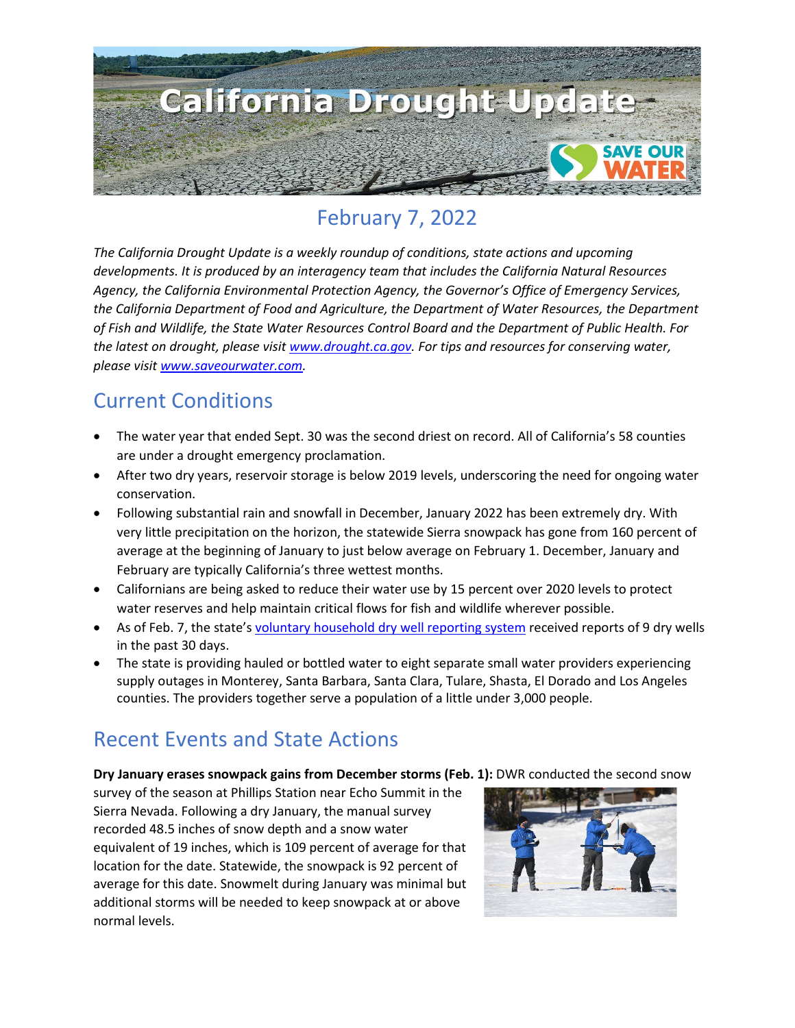# California Drought Update

## February 7, 2022

*The California Drought Update is a weekly roundup of conditions, state actions and upcoming developments. It is produced by an interagency team that includes the California Natural Resources Agency, the California Environmental Protection Agency, the Governor's Office of Emergency Services, the California Department of Food and Agriculture, the Department of Water Resources, the Department of Fish and Wildlife, the State Water Resources Control Board and the Department of Public Health. For the latest on drought, please visit [www.drought.ca.gov](http://www.drought.ca.gov). For tips and resources for conserving water, please visit [www.saveourwater.com](http://www.saveourwater.com).*

## Current Conditions

- The water year that ended Sept. 30 was the second driest on record. All of California's 58 counties are under a drought emergency proclamation.
- After two dry years, reservoir storage is below 2019 levels, underscoring the need for ongoing water conservation.
- Following substantial rain and snowfall in December, January 2022 has been extremely dry. With very little precipitation on the horizon, the statewide Sierra snowpack has gone from 160 percent of average at the beginning of January to just below average on February 1. December, January and February are typically California's three wettest months.
- Californians are being asked to reduce their water use by 15 percent over 2020 levels to protect water reserves and help maintain critical flows for fish and wildlife wherever possible.
- As of Feb. 7, the state's voluntary household dry well reporting system received reports of 9 dry wells in the past 30 days.
- The state is providing hauled or bottled water to eight separate small water providers experiencing supply outages in Monterey, Santa Barbara, Santa Clara, Tulare, Shasta, El Dorado and Los Angeles counties. The providers together serve a population of a little under 3,000 people.

## Recent Events and State Actions

**Dry January erases snowpack gains from December storms (Feb. 1):** DWR conducted the second snow survey of the season at Phillips Station near Echo Summit in the Sierra Nevada. Following a dry January, the manual survey recorded 48.5 inches of snow depth and a snow water equivalent of 19 inches, which is 109 percent of average for that location for the date. Statewide, the snowpack is 92 percent of average for this date. Snowmelt during January was minimal but additional storms will be needed to keep snowpack at or above normal levels.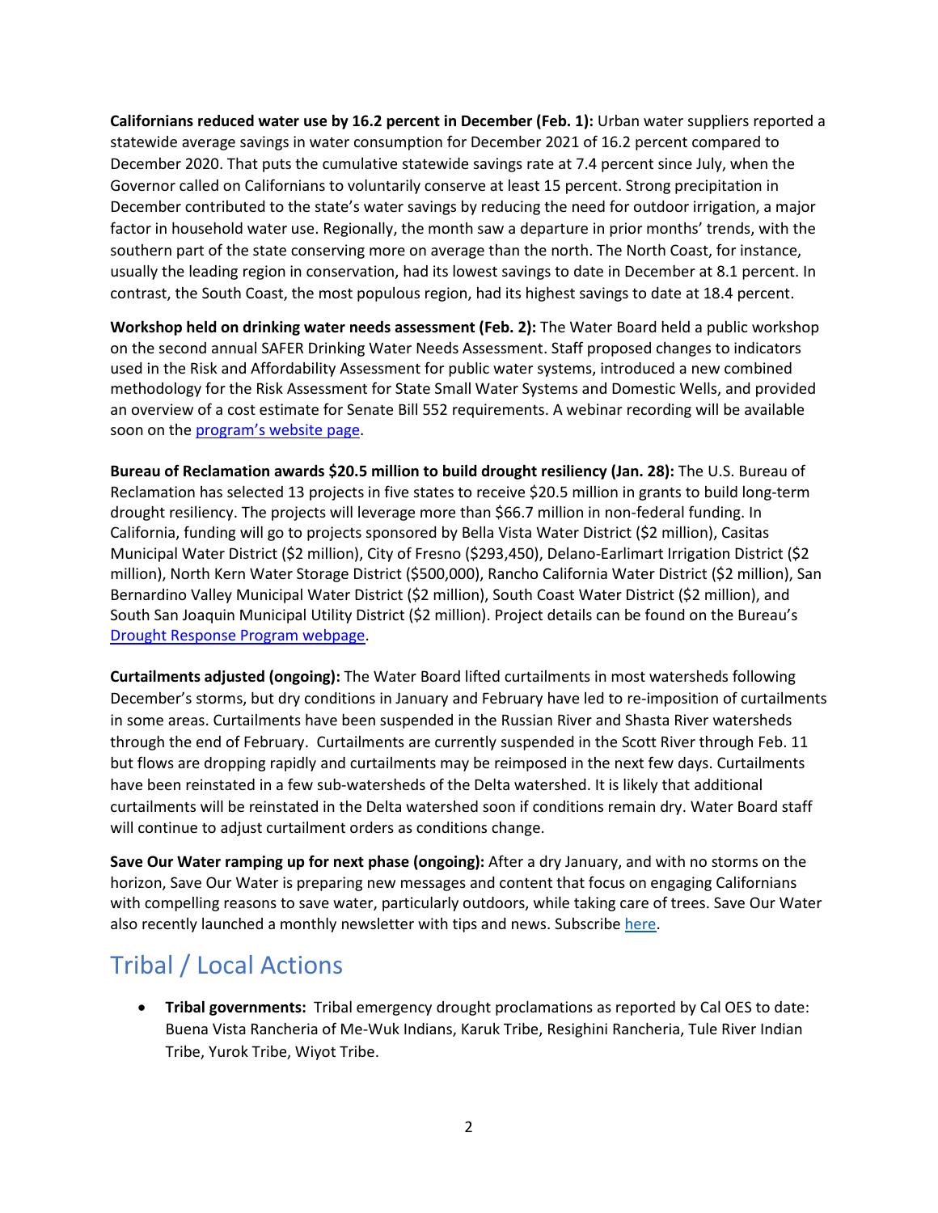**Californians reduced water use by 16.2 percent in December (Feb. 1):** Urban water suppliers reported a statewide average savings in water consumption for December 2021 of 16.2 percent compared to December 2020. That puts the cumulative statewide savings rate at 7.4 percent since July, when the Governor called on Californians to voluntarily conserve at least 15 percent. Strong precipitation in December contributed to the state's water savings by reducing the need for outdoor irrigation, a major factor in household water use. Regionally, the month saw a departure in prior months' trends, with the southern part of the state conserving more on average than the north. The North Coast, for instance, usually the leading region in conservation, had its lowest savings to date in December at 8.1 percent. In contrast, the South Coast, the most populous region, had its highest savings to date at 18.4 percent.

**Workshop held on drinking water needs assessment (Feb. 2):** The Water Board held a public workshop on the second annual SAFER Drinking Water Needs Assessment. Staff proposed changes to indicators used in the Risk and Affordability Assessment for public water systems, introduced a new combined methodology for the Risk Assessment for State Small Water Systems and Domestic Wells, and provided an overview of a cost estimate for Senate Bill 552 requirements. A webinar recording will be available soon on the [program's website page](#).

**Bureau of Reclamation awards $20.5 million to build drought resiliency (Jan. 28):** The U.S. Bureau of Reclamation has selected 13 projects in five states to receive $20.5 million in grants to build long-term drought resiliency. The projects will leverage more than $66.7 million in non-federal funding. In California, funding will go to projects sponsored by Bella Vista Water District ($2 million), Casitas Municipal Water District ($2 million), City of Fresno ($293,450), Delano-Earlimart Irrigation District ($2 million), North Kern Water Storage District ($500,000), Rancho California Water District ($2 million), San Bernardino Valley Municipal Water District ($2 million), South Coast Water District ($2 million), and South San Joaquin Municipal Utility District ($2 million). Project details can be found on the Bureau's [Drought Response Program webpage](#).

**Curtailments adjusted (ongoing):** The Water Board lifted curtailments in most watersheds following December's storms, but dry conditions in January and February have led to re-imposition of curtailments in some areas. Curtailments have been suspended in the Russian River and Shasta River watersheds through the end of February. Curtailments are currently suspended in the Scott River through Feb. 11 but flows are dropping rapidly and curtailments may be reimposed in the next few days. Curtailments have been reinstated in a few sub-watersheds of the Delta watershed. It is likely that additional curtailments will be reinstated in the Delta watershed soon if conditions remain dry. Water Board staff will continue to adjust curtailment orders as conditions change.

**Save Our Water ramping up for next phase (ongoing):** After a dry January, and with no storms on the horizon, Save Our Water is preparing new messages and content that focus on engaging Californians with compelling reasons to save water, particularly outdoors, while taking care of trees. Save Our Water also recently launched a monthly newsletter with tips and news. Subscribe [here](#).

## Tribal / Local Actions

- **Tribal governments:** Tribal emergency drought proclamations as reported by Cal OES to date: Buena Vista Rancheria of Me-Wuk Indians, Karuk Tribe, Resighini Rancheria, Tule River Indian Tribe, Yurok Tribe, Wiyot Tribe.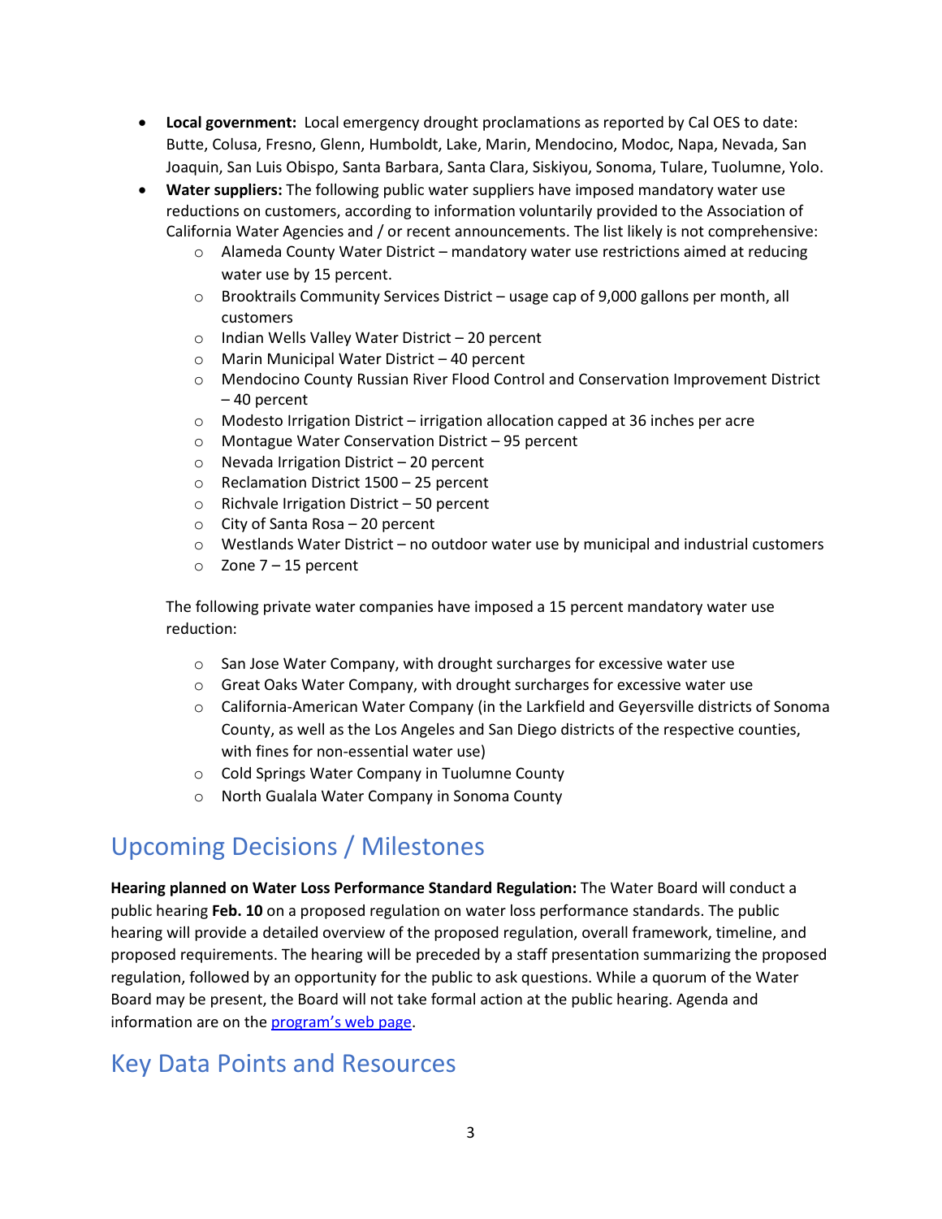- **Local government:** Local emergency drought proclamations as reported by Cal OES to date: Butte, Colusa, Fresno, Glenn, Humboldt, Lake, Marin, Mendocino, Modoc, Napa, Nevada, San Joaquin, San Luis Obispo, Santa Barbara, Santa Clara, Siskiyou, Sonoma, Tulare, Tuolumne, Yolo.
- **Water suppliers:** The following public water suppliers have imposed mandatory water use reductions on customers, according to information voluntarily provided to the Association of California Water Agencies and / or recent announcements. The list likely is not comprehensive:
  - Alameda County Water District – mandatory water use restrictions aimed at reducing water use by 15 percent.
  - Brooktrails Community Services District – usage cap of 9,000 gallons per month, all customers
  - Indian Wells Valley Water District – 20 percent
  - Marin Municipal Water District – 40 percent
  - Mendocino County Russian River Flood Control and Conservation Improvement District – 40 percent
  - Modesto Irrigation District – irrigation allocation capped at 36 inches per acre
  - Montague Water Conservation District – 95 percent
  - Nevada Irrigation District – 20 percent
  - Reclamation District 1500 – 25 percent
  - Richvale Irrigation District – 50 percent
  - City of Santa Rosa – 20 percent
  - Westlands Water District – no outdoor water use by municipal and industrial customers
  - Zone 7 – 15 percent

  The following private water companies have imposed a 15 percent mandatory water use reduction:

  - San Jose Water Company, with drought surcharges for excessive water use
  - Great Oaks Water Company, with drought surcharges for excessive water use
  - California-American Water Company (in the Larkfield and Geyersville districts of Sonoma County, as well as the Los Angeles and San Diego districts of the respective counties, with fines for non-essential water use)
  - Cold Springs Water Company in Tuolumne County
  - North Gualala Water Company in Sonoma County

# Upcoming Decisions / Milestones

**Hearing planned on Water Loss Performance Standard Regulation:** The Water Board will conduct a public hearing **Feb. 10** on a proposed regulation on water loss performance standards. The public hearing will provide a detailed overview of the proposed regulation, overall framework, timeline, and proposed requirements. The hearing will be preceded by a staff presentation summarizing the proposed regulation, followed by an opportunity for the public to ask questions. While a quorum of the Water Board may be present, the Board will not take formal action at the public hearing. Agenda and information are on the program's web page.

# Key Data Points and Resources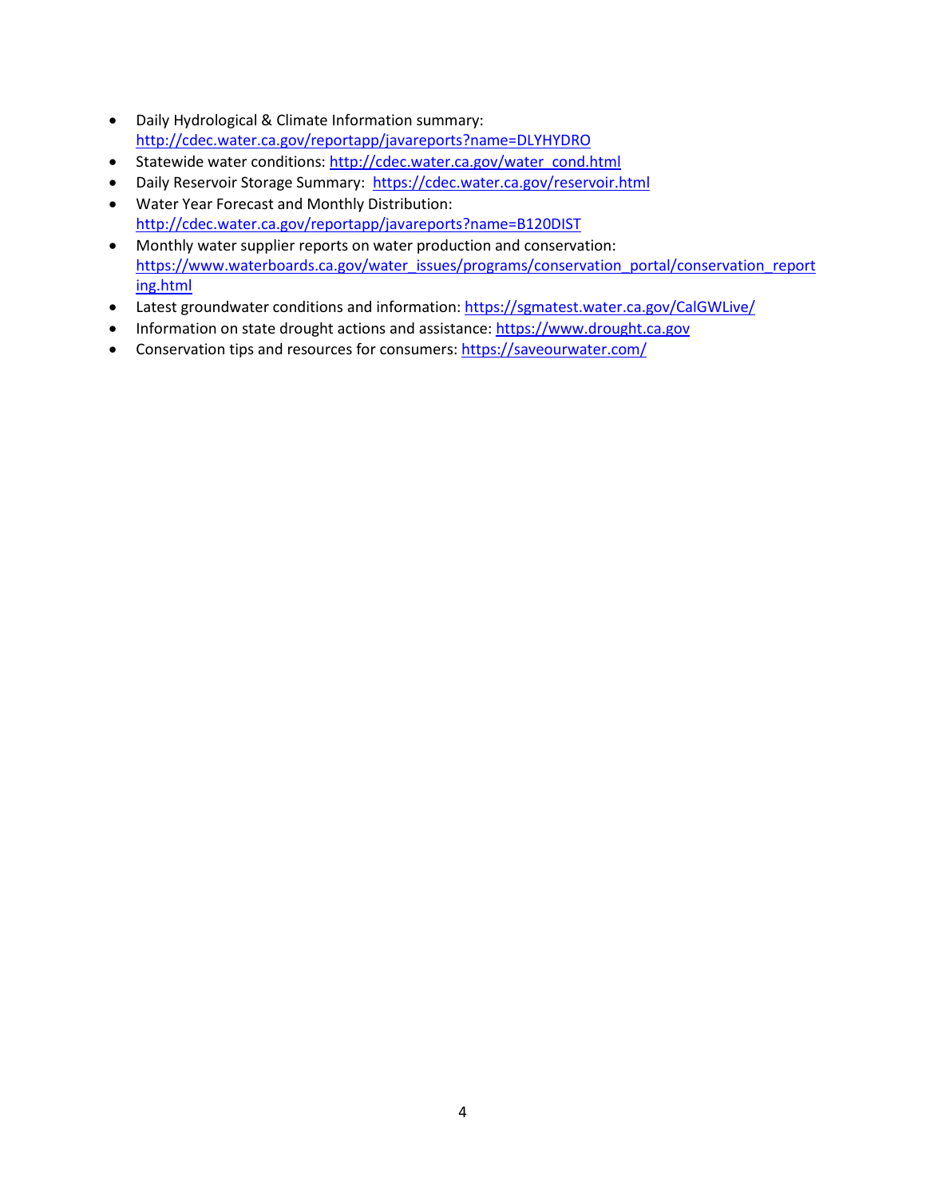- Daily Hydrological & Climate Information summary: http://cdec.water.ca.gov/reportapp/javareports?name=DLYHYDRO
- Statewide water conditions: http://cdec.water.ca.gov/water_cond.html
- Daily Reservoir Storage Summary: https://cdec.water.ca.gov/reservoir.html
- Water Year Forecast and Monthly Distribution: http://cdec.water.ca.gov/reportapp/javareports?name=B120DIST
- Monthly water supplier reports on water production and conservation: https://www.waterboards.ca.gov/water_issues/programs/conservation_portal/conservation_reporting.html
- Latest groundwater conditions and information: https://sgmatest.water.ca.gov/CalGWLive/
- Information on state drought actions and assistance: https://www.drought.ca.gov
- Conservation tips and resources for consumers: https://saveourwater.com/